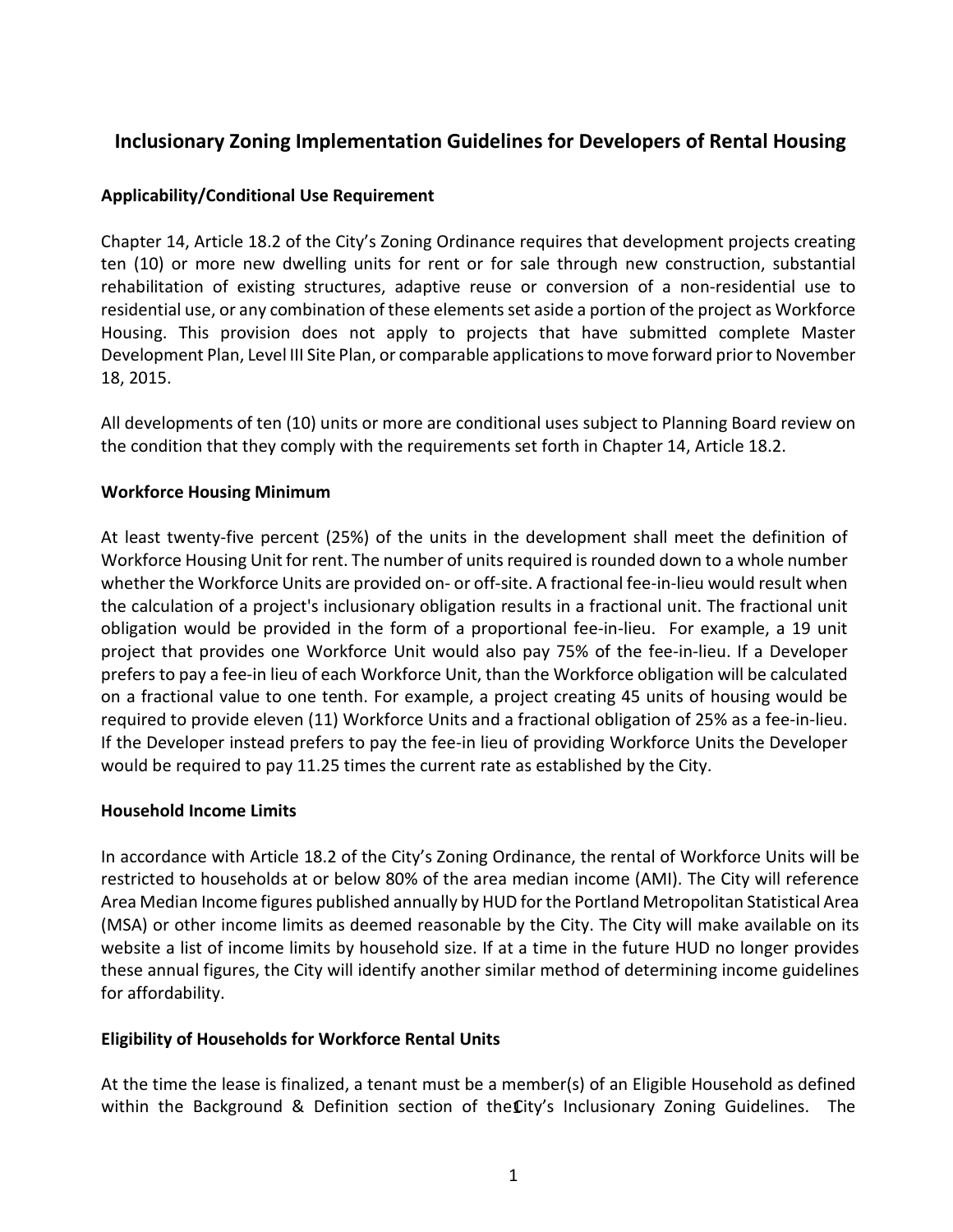# Inclusionary Zoning Implementation Guidelines for Developers of Rental Housing

## Applicability/Conditional Use Requirement

Chapter 14, Article 18.2 of the City's Zoning Ordinance requires that development projects creating ten (10) or more new dwelling units for rent or for sale through new construction, substantial rehabilitation of existing structures, adaptive reuse or conversion of a non-residential use to residential use, or any combination of these elements set aside a portion of the project as Workforce Housing. This provision does not apply to projects that have submitted complete Master Development Plan, Level III Site Plan, or comparable applications to move forward prior to November 18, 2015.

All developments of ten (10) units or more are conditional uses subject to Planning Board review on the condition that they comply with the requirements set forth in Chapter 14, Article 18.2.

## Workforce Housing Minimum

At least twenty-five percent (25%) of the units in the development shall meet the definition of Workforce Housing Unit for rent. The number of units required is rounded down to a whole number whether the Workforce Units are provided on- or off-site. A fractional fee-in-lieu would result when the calculation of a project's inclusionary obligation results in a fractional unit. The fractional unit obligation would be provided in the form of a proportional fee-in-lieu. For example, a 19 unit project that provides one Workforce Unit would also pay 75% of the fee-in-lieu. If a Developer prefers to pay a fee-in lieu of each Workforce Unit, than the Workforce obligation will be calculated on a fractional value to one tenth. For example, a project creating 45 units of housing would be required to provide eleven (11) Workforce Units and a fractional obligation of 25% as a fee-in-lieu. If the Developer instead prefers to pay the fee-in lieu of providing Workforce Units the Developer would be required to pay 11.25 times the current rate as established by the City.

## Household Income Limits

In accordance with Article 18.2 of the City's Zoning Ordinance, the rental of Workforce Units will be restricted to households at or below 80% of the area median income (AMI). The City will reference Area Median Income figures published annually by HUD for the Portland Metropolitan Statistical Area (MSA) or other income limits as deemed reasonable by the City. The City will make available on its website a list of income limits by household size. If at a time in the future HUD no longer provides these annual figures, the City will identify another similar method of determining income guidelines for affordability.

## Eligibility of Households for Workforce Rental Units

At the time the lease is finalized, a tenant must be a member(s) of an Eligible Household as defined within the Background & Definition section of the City's Inclusionary Zoning Guidelines. The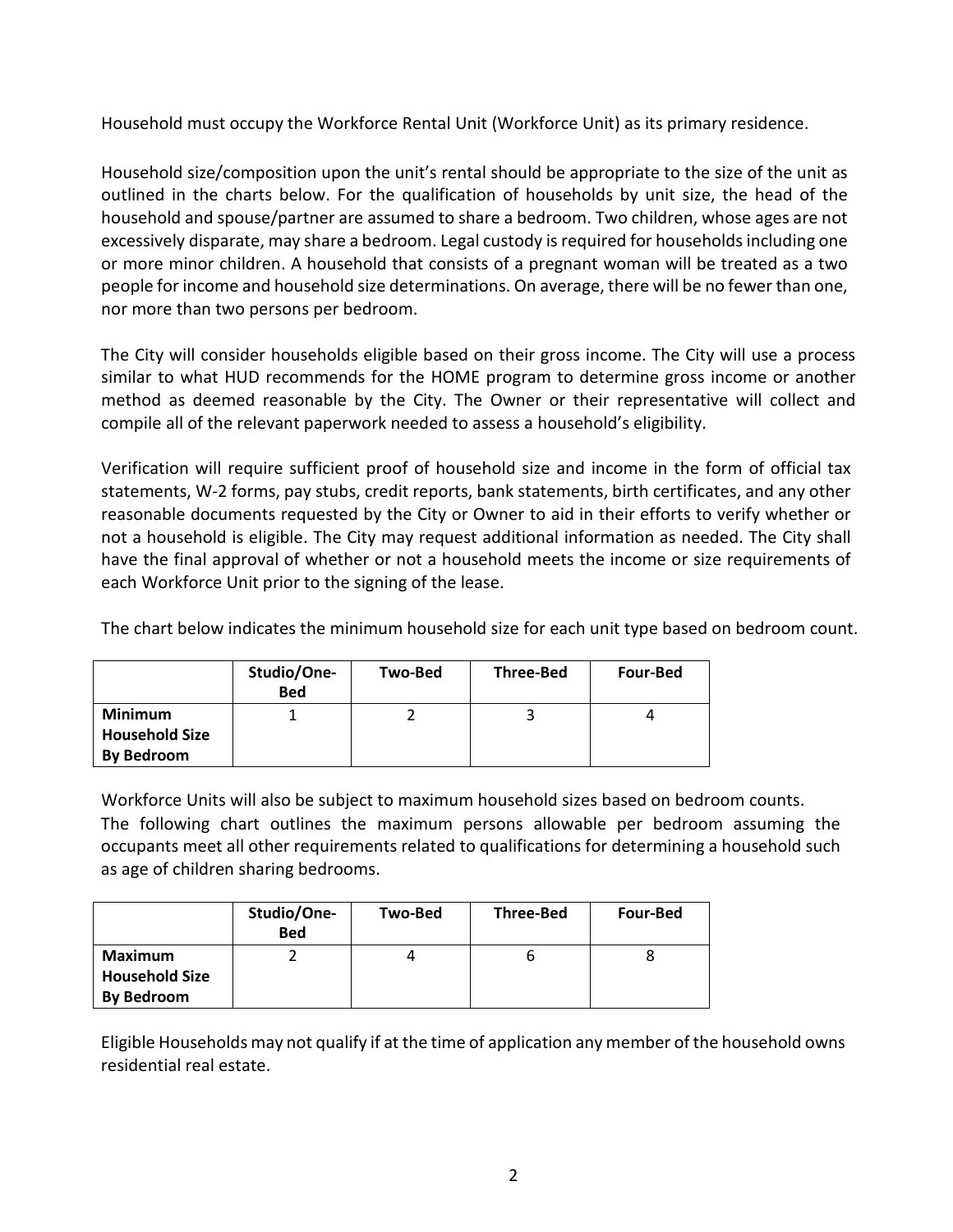Household must occupy the Workforce Rental Unit (Workforce Unit) as its primary residence.

Household size/composition upon the unit's rental should be appropriate to the size of the unit as outlined in the charts below. For the qualification of households by unit size, the head of the household and spouse/partner are assumed to share a bedroom. Two children, whose ages are not excessively disparate, may share a bedroom. Legal custody is required for households including one or more minor children. A household that consists of a pregnant woman will be treated as a two people for income and household size determinations. On average, there will be no fewer than one, nor more than two persons per bedroom.

The City will consider households eligible based on their gross income. The City will use a process similar to what HUD recommends for the HOME program to determine gross income or another method as deemed reasonable by the City. The Owner or their representative will collect and compile all of the relevant paperwork needed to assess a household's eligibility.

Verification will require sufficient proof of household size and income in the form of official tax statements, W-2 forms, pay stubs, credit reports, bank statements, birth certificates, and any other reasonable documents requested by the City or Owner to aid in their efforts to verify whether or not a household is eligible. The City may request additional information as needed. The City shall have the final approval of whether or not a household meets the income or size requirements of each Workforce Unit prior to the signing of the lease.

The chart below indicates the minimum household size for each unit type based on bedroom count.

| | Studio/One-Bed | Two-Bed | Three-Bed | Four-Bed |
|---|---|---|---|---|
| **Minimum Household Size By Bedroom** | 1 | 2 | 3 | 4 |

Workforce Units will also be subject to maximum household sizes based on bedroom counts. The following chart outlines the maximum persons allowable per bedroom assuming the occupants meet all other requirements related to qualifications for determining a household such as age of children sharing bedrooms.

| | Studio/One-Bed | Two-Bed | Three-Bed | Four-Bed |
|---|---|---|---|---|
| **Maximum Household Size By Bedroom** | 2 | 4 | 6 | 8 |

Eligible Households may not qualify if at the time of application any member of the household owns residential real estate.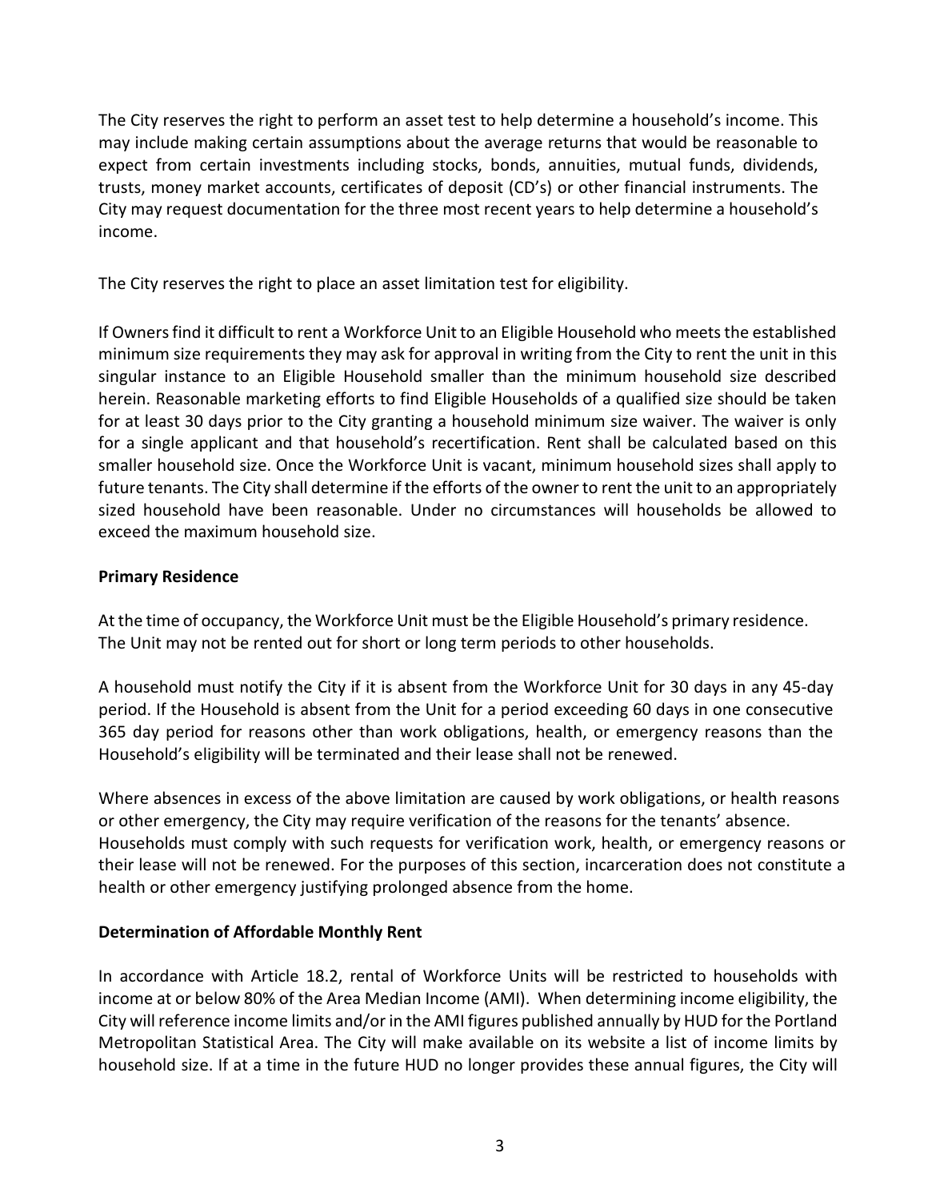The City reserves the right to perform an asset test to help determine a household's income. This may include making certain assumptions about the average returns that would be reasonable to expect from certain investments including stocks, bonds, annuities, mutual funds, dividends, trusts, money market accounts, certificates of deposit (CD's) or other financial instruments. The City may request documentation for the three most recent years to help determine a household's income.

The City reserves the right to place an asset limitation test for eligibility.

If Owners find it difficult to rent a Workforce Unit to an Eligible Household who meets the established minimum size requirements they may ask for approval in writing from the City to rent the unit in this singular instance to an Eligible Household smaller than the minimum household size described herein. Reasonable marketing efforts to find Eligible Households of a qualified size should be taken for at least 30 days prior to the City granting a household minimum size waiver. The waiver is only for a single applicant and that household's recertification. Rent shall be calculated based on this smaller household size. Once the Workforce Unit is vacant, minimum household sizes shall apply to future tenants. The City shall determine if the efforts of the owner to rent the unit to an appropriately sized household have been reasonable. Under no circumstances will households be allowed to exceed the maximum household size.

**Primary Residence**

At the time of occupancy, the Workforce Unit must be the Eligible Household's primary residence. The Unit may not be rented out for short or long term periods to other households.

A household must notify the City if it is absent from the Workforce Unit for 30 days in any 45-day period. If the Household is absent from the Unit for a period exceeding 60 days in one consecutive 365 day period for reasons other than work obligations, health, or emergency reasons than the Household's eligibility will be terminated and their lease shall not be renewed.

Where absences in excess of the above limitation are caused by work obligations, or health reasons or other emergency, the City may require verification of the reasons for the tenants' absence. Households must comply with such requests for verification work, health, or emergency reasons or their lease will not be renewed. For the purposes of this section, incarceration does not constitute a health or other emergency justifying prolonged absence from the home.

**Determination of Affordable Monthly Rent**

In accordance with Article 18.2, rental of Workforce Units will be restricted to households with income at or below 80% of the Area Median Income (AMI). When determining income eligibility, the City will reference income limits and/or in the AMI figures published annually by HUD for the Portland Metropolitan Statistical Area. The City will make available on its website a list of income limits by household size. If at a time in the future HUD no longer provides these annual figures, the City will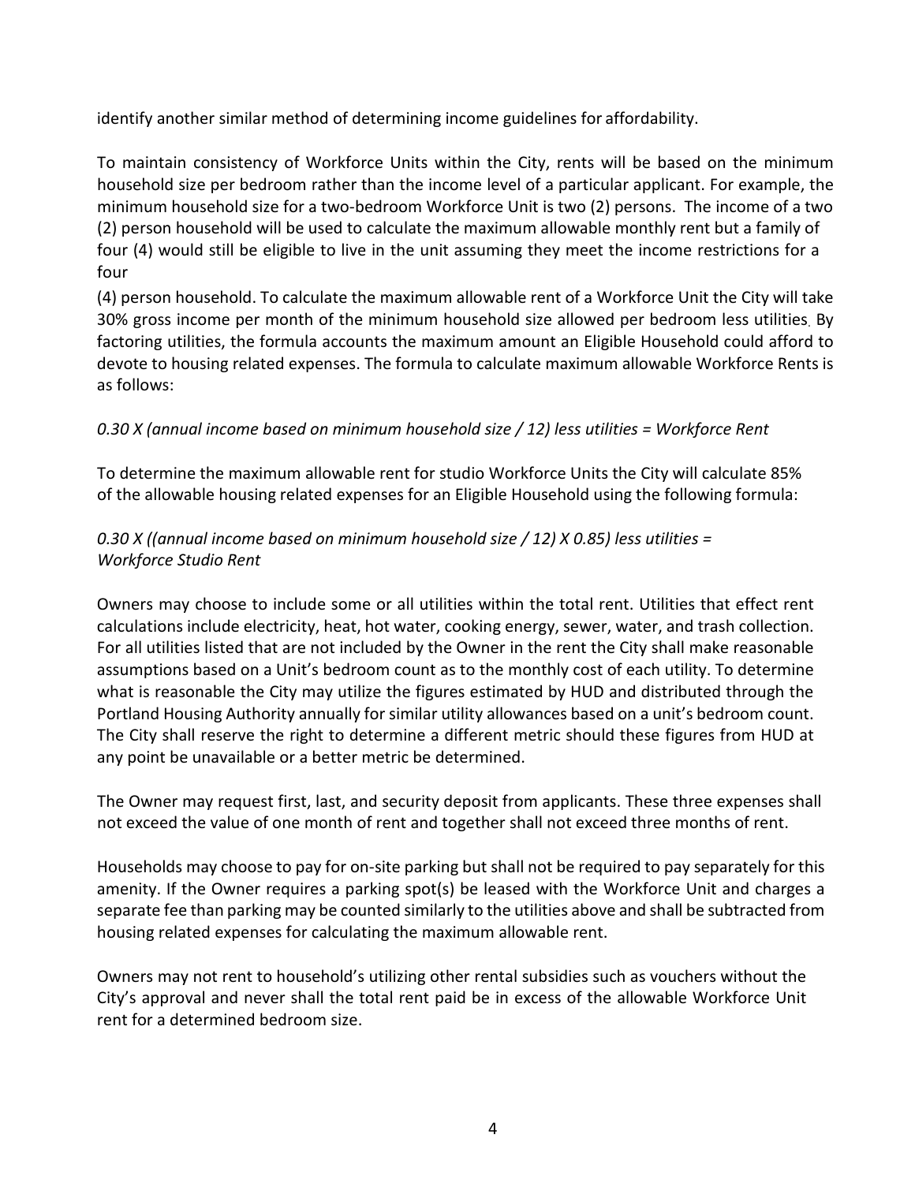identify another similar method of determining income guidelines for affordability.

To maintain consistency of Workforce Units within the City, rents will be based on the minimum household size per bedroom rather than the income level of a particular applicant. For example, the minimum household size for a two-bedroom Workforce Unit is two (2) persons. The income of a two (2) person household will be used to calculate the maximum allowable monthly rent but a family of four (4) would still be eligible to live in the unit assuming they meet the income restrictions for a four (4) person household. To calculate the maximum allowable rent of a Workforce Unit the City will take 30% gross income per month of the minimum household size allowed per bedroom less utilities. By factoring utilities, the formula accounts the maximum amount an Eligible Household could afford to devote to housing related expenses. The formula to calculate maximum allowable Workforce Rents is as follows:

*0.30 X (annual income based on minimum household size / 12) less utilities = Workforce Rent*

To determine the maximum allowable rent for studio Workforce Units the City will calculate 85% of the allowable housing related expenses for an Eligible Household using the following formula:

*0.30 X ((annual income based on minimum household size / 12) X 0.85) less utilities = Workforce Studio Rent*

Owners may choose to include some or all utilities within the total rent. Utilities that effect rent calculations include electricity, heat, hot water, cooking energy, sewer, water, and trash collection. For all utilities listed that are not included by the Owner in the rent the City shall make reasonable assumptions based on a Unit's bedroom count as to the monthly cost of each utility. To determine what is reasonable the City may utilize the figures estimated by HUD and distributed through the Portland Housing Authority annually for similar utility allowances based on a unit's bedroom count. The City shall reserve the right to determine a different metric should these figures from HUD at any point be unavailable or a better metric be determined.

The Owner may request first, last, and security deposit from applicants. These three expenses shall not exceed the value of one month of rent and together shall not exceed three months of rent.

Households may choose to pay for on-site parking but shall not be required to pay separately for this amenity. If the Owner requires a parking spot(s) be leased with the Workforce Unit and charges a separate fee than parking may be counted similarly to the utilities above and shall be subtracted from housing related expenses for calculating the maximum allowable rent.

Owners may not rent to household's utilizing other rental subsidies such as vouchers without the City's approval and never shall the total rent paid be in excess of the allowable Workforce Unit rent for a determined bedroom size.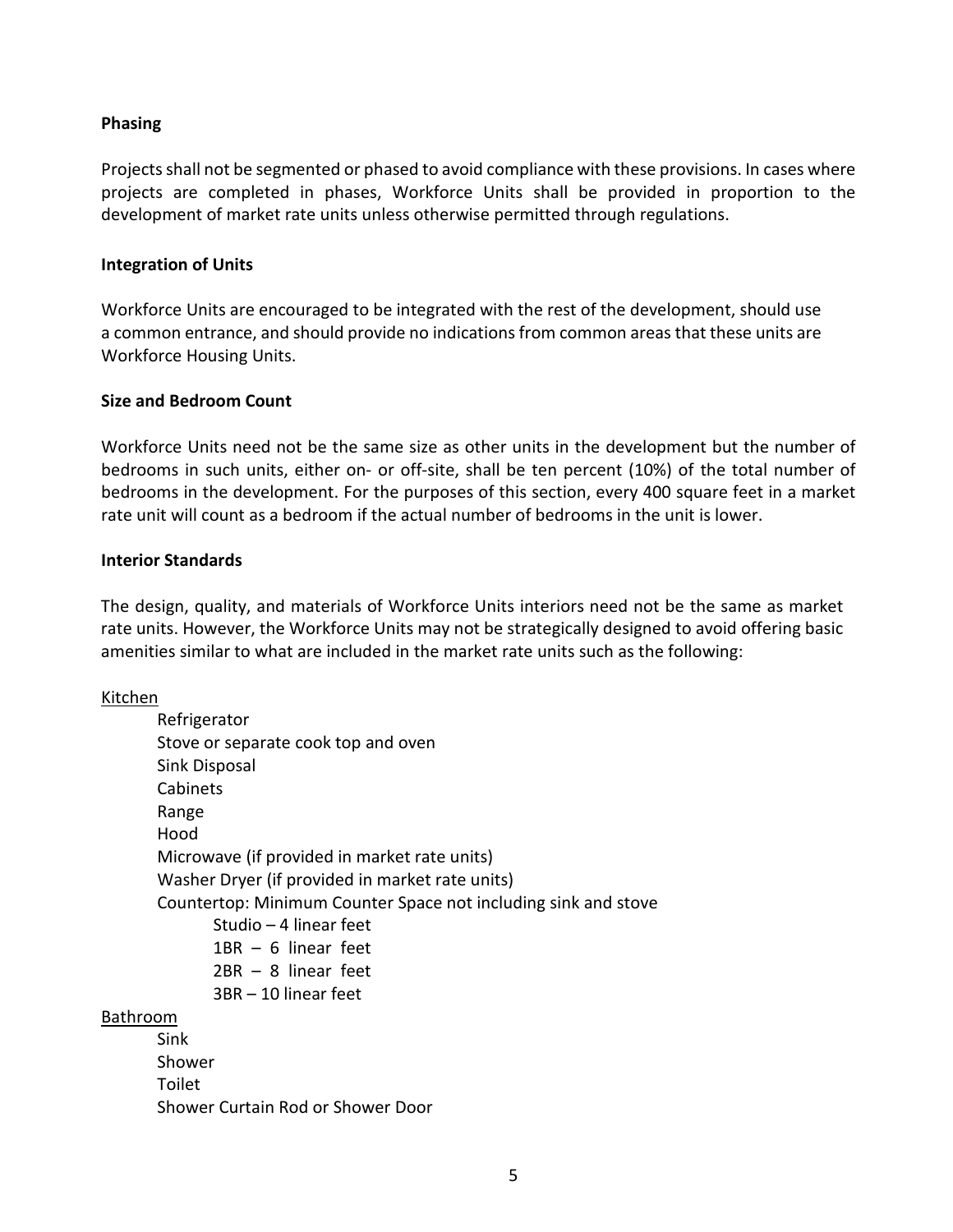**Phasing**

Projects shall not be segmented or phased to avoid compliance with these provisions. In cases where projects are completed in phases, Workforce Units shall be provided in proportion to the development of market rate units unless otherwise permitted through regulations.

**Integration of Units**

Workforce Units are encouraged to be integrated with the rest of the development, should use a common entrance, and should provide no indications from common areas that these units are Workforce Housing Units.

**Size and Bedroom Count**

Workforce Units need not be the same size as other units in the development but the number of bedrooms in such units, either on- or off-site, shall be ten percent (10%) of the total number of bedrooms in the development. For the purposes of this section, every 400 square feet in a market rate unit will count as a bedroom if the actual number of bedrooms in the unit is lower.

**Interior Standards**

The design, quality, and materials of Workforce Units interiors need not be the same as market rate units. However, the Workforce Units may not be strategically designed to avoid offering basic amenities similar to what are included in the market rate units such as the following:

<u>Kitchen</u>

- Refrigerator
- Stove or separate cook top and oven
- Sink Disposal
- Cabinets
- Range
- Hood
- Microwave (if provided in market rate units)
- Washer Dryer (if provided in market rate units)
- Countertop: Minimum Counter Space not including sink and stove
    - Studio – 4 linear feet
    - 1BR – 6 linear feet
    - 2BR – 8 linear feet
    - 3BR – 10 linear feet

<u>Bathroom</u>

- Sink
- Shower
- Toilet
- Shower Curtain Rod or Shower Door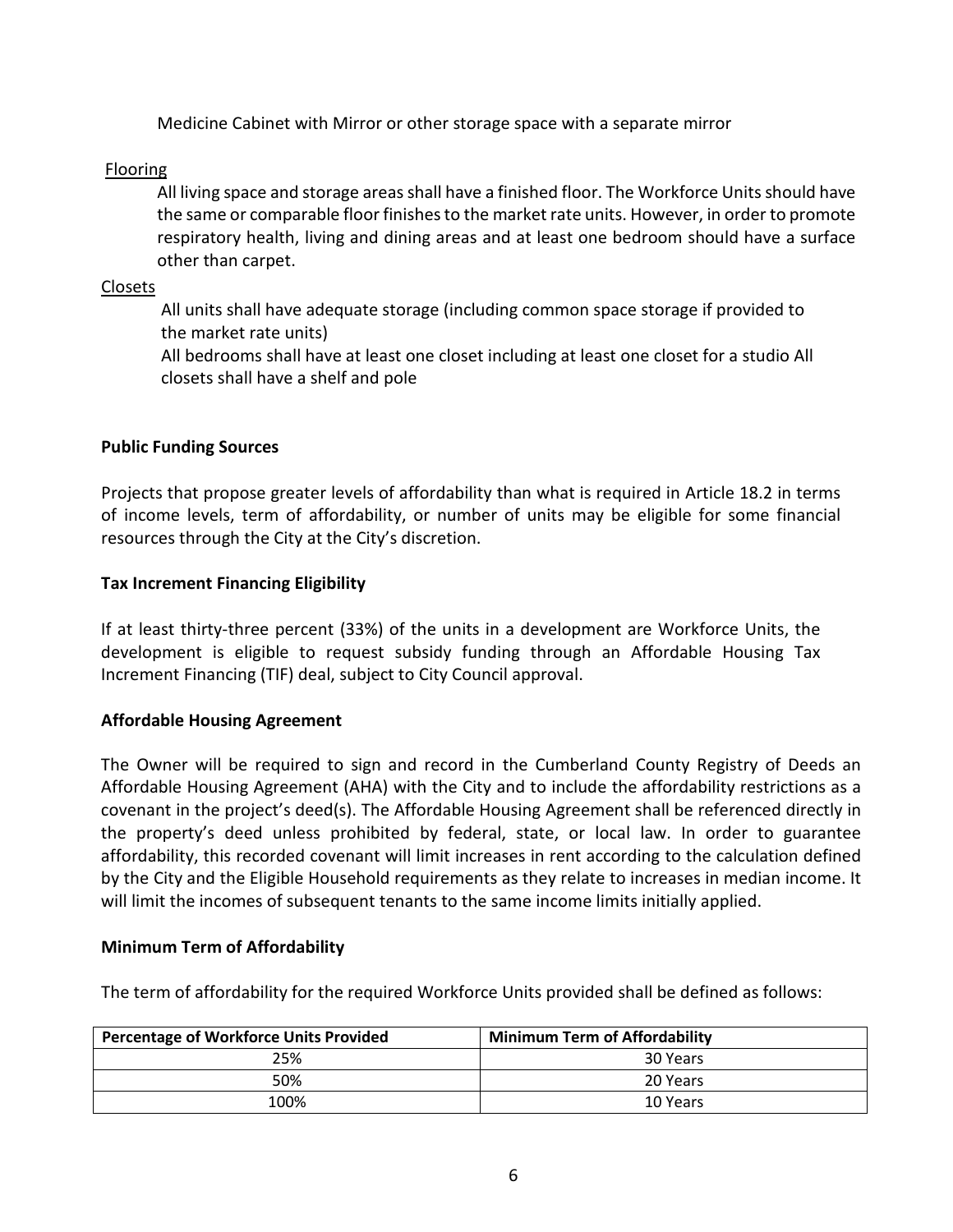Medicine Cabinet with Mirror or other storage space with a separate mirror

Flooring

All living space and storage areas shall have a finished floor. The Workforce Units should have the same or comparable floor finishes to the market rate units. However, in order to promote respiratory health, living and dining areas and at least one bedroom should have a surface other than carpet.

Closets

All units shall have adequate storage (including common space storage if provided to the market rate units)

All bedrooms shall have at least one closet including at least one closet for a studio All closets shall have a shelf and pole

**Public Funding Sources**

Projects that propose greater levels of affordability than what is required in Article 18.2 in terms of income levels, term of affordability, or number of units may be eligible for some financial resources through the City at the City's discretion.

**Tax Increment Financing Eligibility**

If at least thirty-three percent (33%) of the units in a development are Workforce Units, the development is eligible to request subsidy funding through an Affordable Housing Tax Increment Financing (TIF) deal, subject to City Council approval.

**Affordable Housing Agreement**

The Owner will be required to sign and record in the Cumberland County Registry of Deeds an Affordable Housing Agreement (AHA) with the City and to include the affordability restrictions as a covenant in the project's deed(s). The Affordable Housing Agreement shall be referenced directly in the property's deed unless prohibited by federal, state, or local law. In order to guarantee affordability, this recorded covenant will limit increases in rent according to the calculation defined by the City and the Eligible Household requirements as they relate to increases in median income. It will limit the incomes of subsequent tenants to the same income limits initially applied.

**Minimum Term of Affordability**

The term of affordability for the required Workforce Units provided shall be defined as follows:

| Percentage of Workforce Units Provided | Minimum Term of Affordability |
| --- | --- |
| 25% | 30 Years |
| 50% | 20 Years |
| 100% | 10 Years |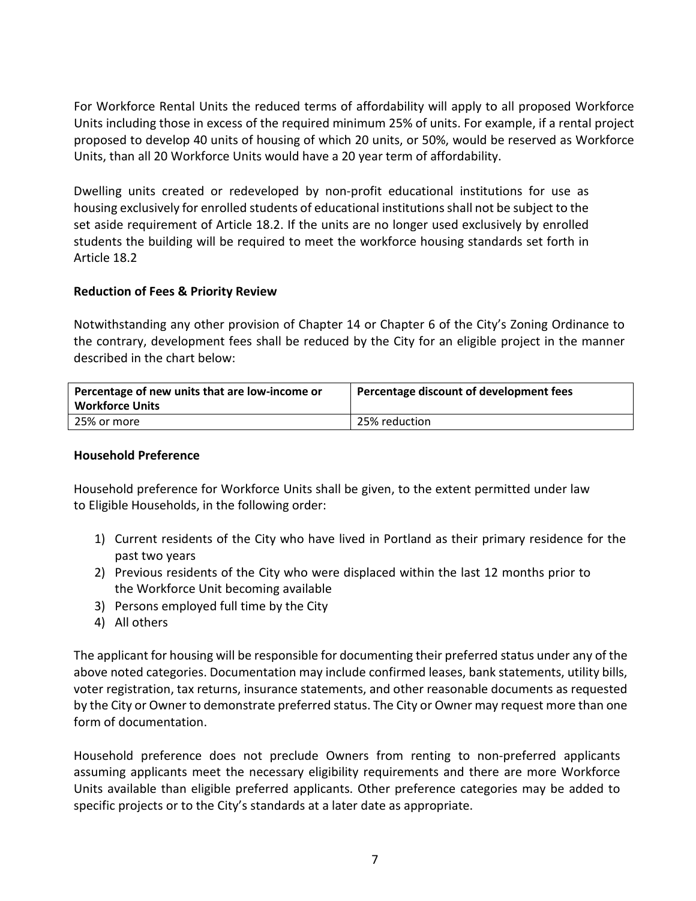For Workforce Rental Units the reduced terms of affordability will apply to all proposed Workforce Units including those in excess of the required minimum 25% of units. For example, if a rental project proposed to develop 40 units of housing of which 20 units, or 50%, would be reserved as Workforce Units, than all 20 Workforce Units would have a 20 year term of affordability.

Dwelling units created or redeveloped by non-profit educational institutions for use as housing exclusively for enrolled students of educational institutions shall not be subject to the set aside requirement of Article 18.2. If the units are no longer used exclusively by enrolled students the building will be required to meet the workforce housing standards set forth in Article 18.2

**Reduction of Fees & Priority Review**

Notwithstanding any other provision of Chapter 14 or Chapter 6 of the City's Zoning Ordinance to the contrary, development fees shall be reduced by the City for an eligible project in the manner described in the chart below:

| Percentage of new units that are low-income or Workforce Units | Percentage discount of development fees |
|---|---|
| 25% or more | 25% reduction |

**Household Preference**

Household preference for Workforce Units shall be given, to the extent permitted under law to Eligible Households, in the following order:

1) Current residents of the City who have lived in Portland as their primary residence for the past two years
2) Previous residents of the City who were displaced within the last 12 months prior to the Workforce Unit becoming available
3) Persons employed full time by the City
4) All others

The applicant for housing will be responsible for documenting their preferred status under any of the above noted categories. Documentation may include confirmed leases, bank statements, utility bills, voter registration, tax returns, insurance statements, and other reasonable documents as requested by the City or Owner to demonstrate preferred status. The City or Owner may request more than one form of documentation.

Household preference does not preclude Owners from renting to non-preferred applicants assuming applicants meet the necessary eligibility requirements and there are more Workforce Units available than eligible preferred applicants. Other preference categories may be added to specific projects or to the City's standards at a later date as appropriate.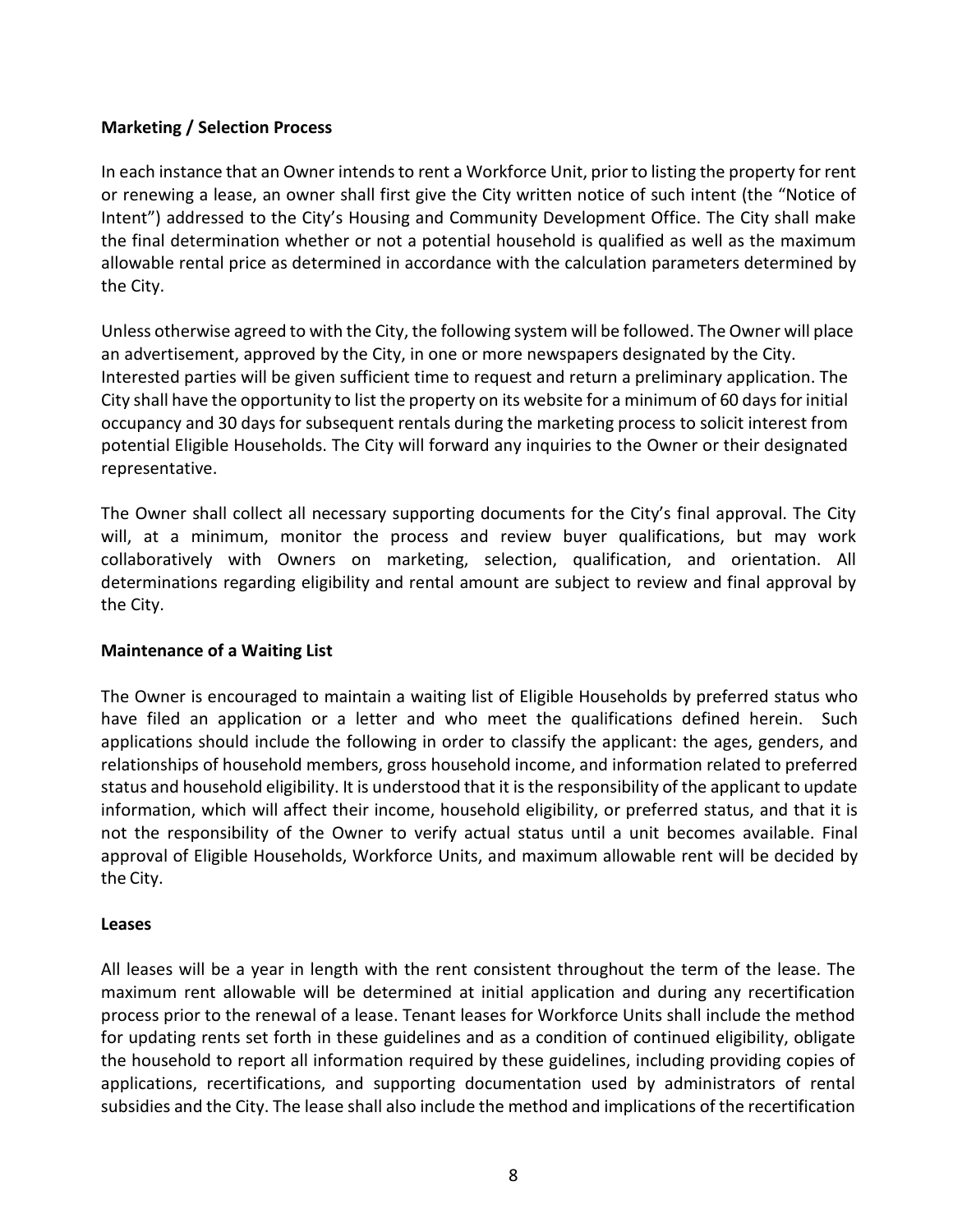**Marketing / Selection Process**

In each instance that an Owner intends to rent a Workforce Unit, prior to listing the property for rent or renewing a lease, an owner shall first give the City written notice of such intent (the "Notice of Intent") addressed to the City's Housing and Community Development Office. The City shall make the final determination whether or not a potential household is qualified as well as the maximum allowable rental price as determined in accordance with the calculation parameters determined by the City.

Unless otherwise agreed to with the City, the following system will be followed. The Owner will place an advertisement, approved by the City, in one or more newspapers designated by the City. Interested parties will be given sufficient time to request and return a preliminary application. The City shall have the opportunity to list the property on its website for a minimum of 60 days for initial occupancy and 30 days for subsequent rentals during the marketing process to solicit interest from potential Eligible Households. The City will forward any inquiries to the Owner or their designated representative.

The Owner shall collect all necessary supporting documents for the City's final approval. The City will, at a minimum, monitor the process and review buyer qualifications, but may work collaboratively with Owners on marketing, selection, qualification, and orientation. All determinations regarding eligibility and rental amount are subject to review and final approval by the City.

**Maintenance of a Waiting List**

The Owner is encouraged to maintain a waiting list of Eligible Households by preferred status who have filed an application or a letter and who meet the qualifications defined herein. Such applications should include the following in order to classify the applicant: the ages, genders, and relationships of household members, gross household income, and information related to preferred status and household eligibility. It is understood that it is the responsibility of the applicant to update information, which will affect their income, household eligibility, or preferred status, and that it is not the responsibility of the Owner to verify actual status until a unit becomes available. Final approval of Eligible Households, Workforce Units, and maximum allowable rent will be decided by the City.

**Leases**

All leases will be a year in length with the rent consistent throughout the term of the lease. The maximum rent allowable will be determined at initial application and during any recertification process prior to the renewal of a lease. Tenant leases for Workforce Units shall include the method for updating rents set forth in these guidelines and as a condition of continued eligibility, obligate the household to report all information required by these guidelines, including providing copies of applications, recertifications, and supporting documentation used by administrators of rental subsidies and the City. The lease shall also include the method and implications of the recertification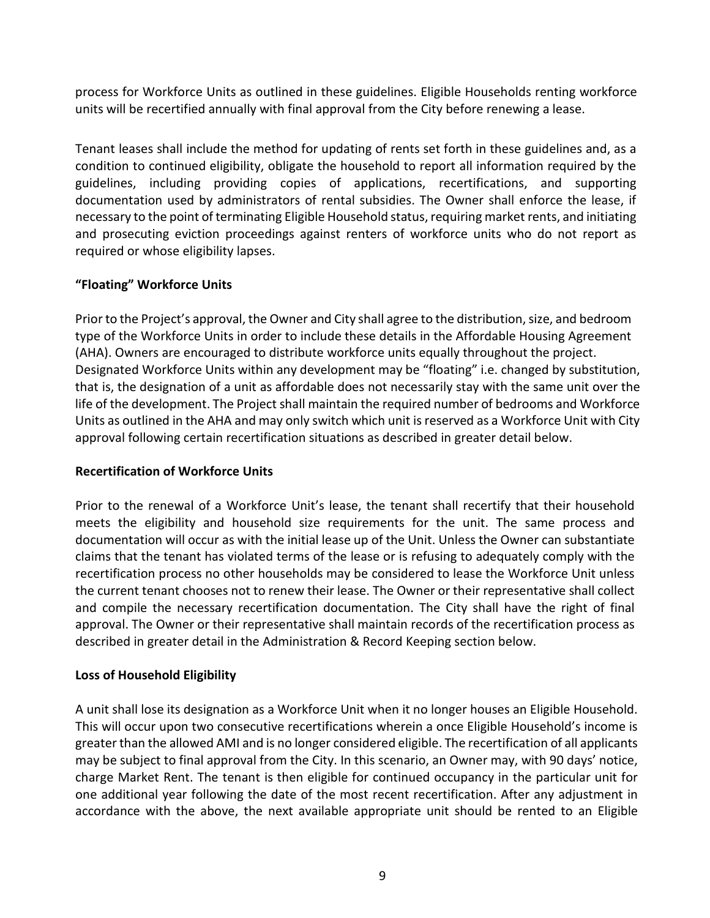process for Workforce Units as outlined in these guidelines. Eligible Households renting workforce units will be recertified annually with final approval from the City before renewing a lease.

Tenant leases shall include the method for updating of rents set forth in these guidelines and, as a condition to continued eligibility, obligate the household to report all information required by the guidelines, including providing copies of applications, recertifications, and supporting documentation used by administrators of rental subsidies. The Owner shall enforce the lease, if necessary to the point of terminating Eligible Household status, requiring market rents, and initiating and prosecuting eviction proceedings against renters of workforce units who do not report as required or whose eligibility lapses.

**"Floating" Workforce Units**

Prior to the Project's approval, the Owner and City shall agree to the distribution, size, and bedroom type of the Workforce Units in order to include these details in the Affordable Housing Agreement (AHA). Owners are encouraged to distribute workforce units equally throughout the project. Designated Workforce Units within any development may be "floating" i.e. changed by substitution, that is, the designation of a unit as affordable does not necessarily stay with the same unit over the life of the development. The Project shall maintain the required number of bedrooms and Workforce Units as outlined in the AHA and may only switch which unit is reserved as a Workforce Unit with City approval following certain recertification situations as described in greater detail below.

**Recertification of Workforce Units**

Prior to the renewal of a Workforce Unit's lease, the tenant shall recertify that their household meets the eligibility and household size requirements for the unit. The same process and documentation will occur as with the initial lease up of the Unit. Unless the Owner can substantiate claims that the tenant has violated terms of the lease or is refusing to adequately comply with the recertification process no other households may be considered to lease the Workforce Unit unless the current tenant chooses not to renew their lease. The Owner or their representative shall collect and compile the necessary recertification documentation. The City shall have the right of final approval. The Owner or their representative shall maintain records of the recertification process as described in greater detail in the Administration & Record Keeping section below.

**Loss of Household Eligibility**

A unit shall lose its designation as a Workforce Unit when it no longer houses an Eligible Household. This will occur upon two consecutive recertifications wherein a once Eligible Household's income is greater than the allowed AMI and is no longer considered eligible. The recertification of all applicants may be subject to final approval from the City. In this scenario, an Owner may, with 90 days' notice, charge Market Rent. The tenant is then eligible for continued occupancy in the particular unit for one additional year following the date of the most recent recertification. After any adjustment in accordance with the above, the next available appropriate unit should be rented to an Eligible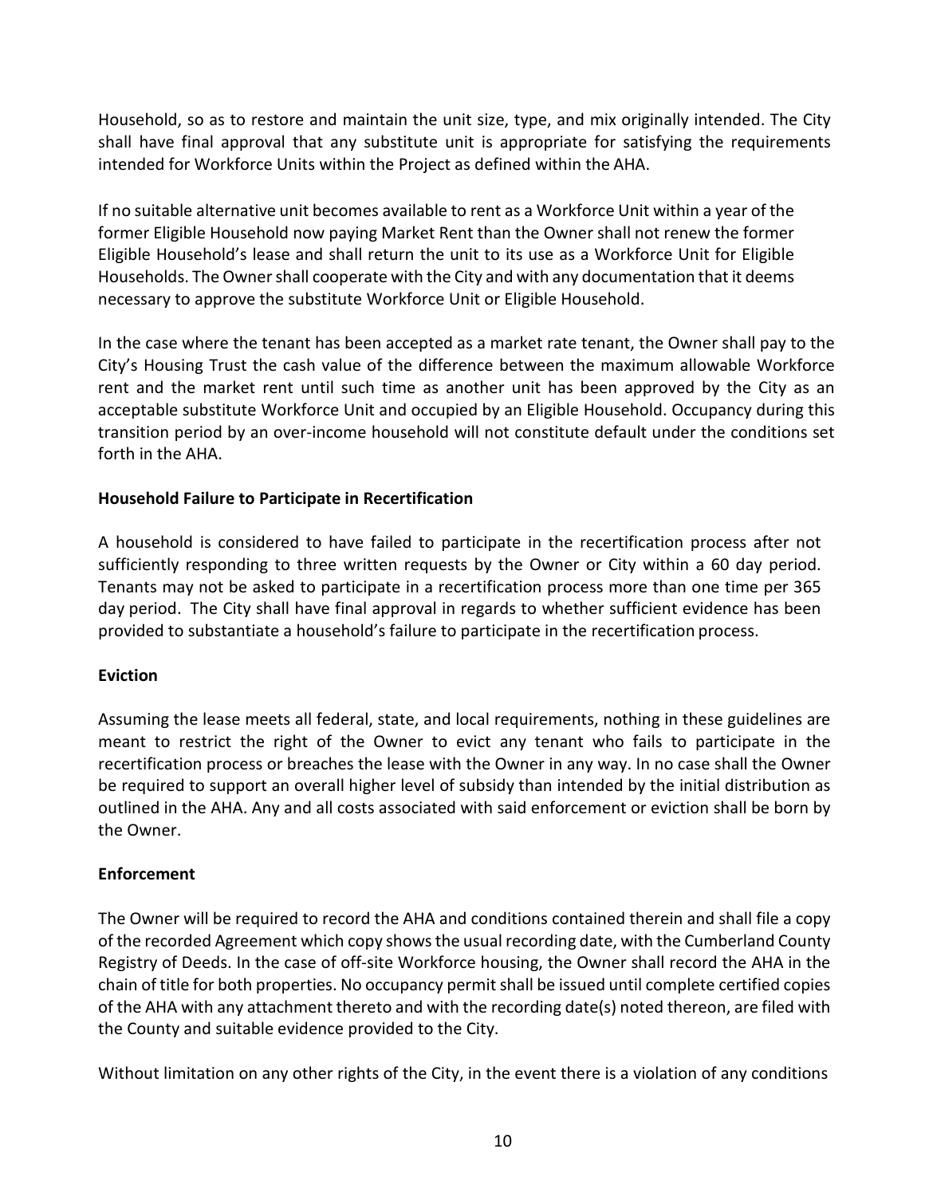Household, so as to restore and maintain the unit size, type, and mix originally intended. The City shall have final approval that any substitute unit is appropriate for satisfying the requirements intended for Workforce Units within the Project as defined within the AHA.

If no suitable alternative unit becomes available to rent as a Workforce Unit within a year of the former Eligible Household now paying Market Rent than the Owner shall not renew the former Eligible Household's lease and shall return the unit to its use as a Workforce Unit for Eligible Households. The Owner shall cooperate with the City and with any documentation that it deems necessary to approve the substitute Workforce Unit or Eligible Household.

In the case where the tenant has been accepted as a market rate tenant, the Owner shall pay to the City's Housing Trust the cash value of the difference between the maximum allowable Workforce rent and the market rent until such time as another unit has been approved by the City as an acceptable substitute Workforce Unit and occupied by an Eligible Household. Occupancy during this transition period by an over-income household will not constitute default under the conditions set forth in the AHA.

**Household Failure to Participate in Recertification**

A household is considered to have failed to participate in the recertification process after not sufficiently responding to three written requests by the Owner or City within a 60 day period. Tenants may not be asked to participate in a recertification process more than one time per 365 day period. The City shall have final approval in regards to whether sufficient evidence has been provided to substantiate a household's failure to participate in the recertification process.

**Eviction**

Assuming the lease meets all federal, state, and local requirements, nothing in these guidelines are meant to restrict the right of the Owner to evict any tenant who fails to participate in the recertification process or breaches the lease with the Owner in any way. In no case shall the Owner be required to support an overall higher level of subsidy than intended by the initial distribution as outlined in the AHA. Any and all costs associated with said enforcement or eviction shall be born by the Owner.

**Enforcement**

The Owner will be required to record the AHA and conditions contained therein and shall file a copy of the recorded Agreement which copy shows the usual recording date, with the Cumberland County Registry of Deeds. In the case of off-site Workforce housing, the Owner shall record the AHA in the chain of title for both properties. No occupancy permit shall be issued until complete certified copies of the AHA with any attachment thereto and with the recording date(s) noted thereon, are filed with the County and suitable evidence provided to the City.

Without limitation on any other rights of the City, in the event there is a violation of any conditions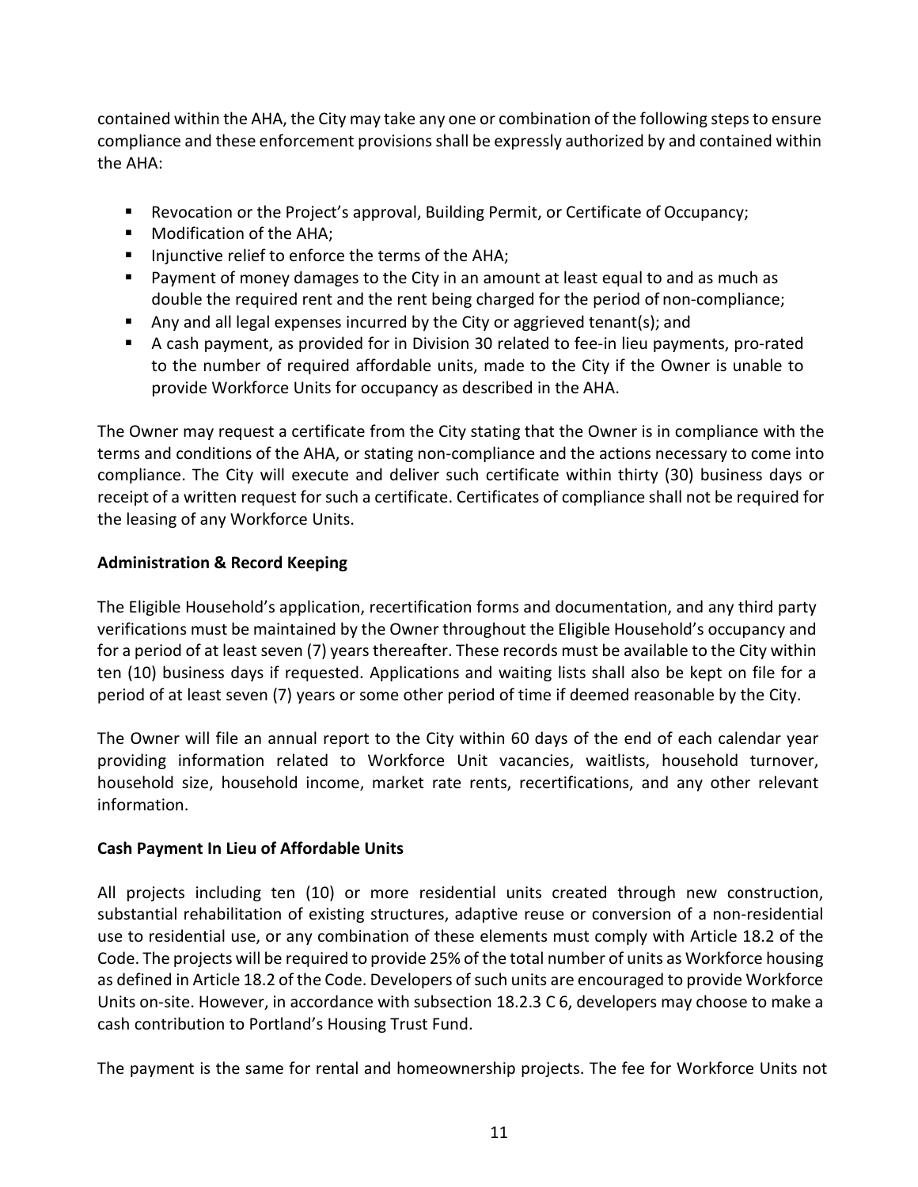contained within the AHA, the City may take any one or combination of the following steps to ensure compliance and these enforcement provisions shall be expressly authorized by and contained within the AHA:

- Revocation or the Project's approval, Building Permit, or Certificate of Occupancy;
- Modification of the AHA;
- Injunctive relief to enforce the terms of the AHA;
- Payment of money damages to the City in an amount at least equal to and as much as double the required rent and the rent being charged for the period of non-compliance;
- Any and all legal expenses incurred by the City or aggrieved tenant(s); and
- A cash payment, as provided for in Division 30 related to fee-in lieu payments, pro-rated to the number of required affordable units, made to the City if the Owner is unable to provide Workforce Units for occupancy as described in the AHA.

The Owner may request a certificate from the City stating that the Owner is in compliance with the terms and conditions of the AHA, or stating non-compliance and the actions necessary to come into compliance. The City will execute and deliver such certificate within thirty (30) business days or receipt of a written request for such a certificate. Certificates of compliance shall not be required for the leasing of any Workforce Units.

**Administration & Record Keeping**

The Eligible Household's application, recertification forms and documentation, and any third party verifications must be maintained by the Owner throughout the Eligible Household's occupancy and for a period of at least seven (7) years thereafter. These records must be available to the City within ten (10) business days if requested. Applications and waiting lists shall also be kept on file for a period of at least seven (7) years or some other period of time if deemed reasonable by the City.

The Owner will file an annual report to the City within 60 days of the end of each calendar year providing information related to Workforce Unit vacancies, waitlists, household turnover, household size, household income, market rate rents, recertifications, and any other relevant information.

**Cash Payment In Lieu of Affordable Units**

All projects including ten (10) or more residential units created through new construction, substantial rehabilitation of existing structures, adaptive reuse or conversion of a non-residential use to residential use, or any combination of these elements must comply with Article 18.2 of the Code. The projects will be required to provide 25% of the total number of units as Workforce housing as defined in Article 18.2 of the Code. Developers of such units are encouraged to provide Workforce Units on-site. However, in accordance with subsection 18.2.3 C 6, developers may choose to make a cash contribution to Portland's Housing Trust Fund.

The payment is the same for rental and homeownership projects. The fee for Workforce Units not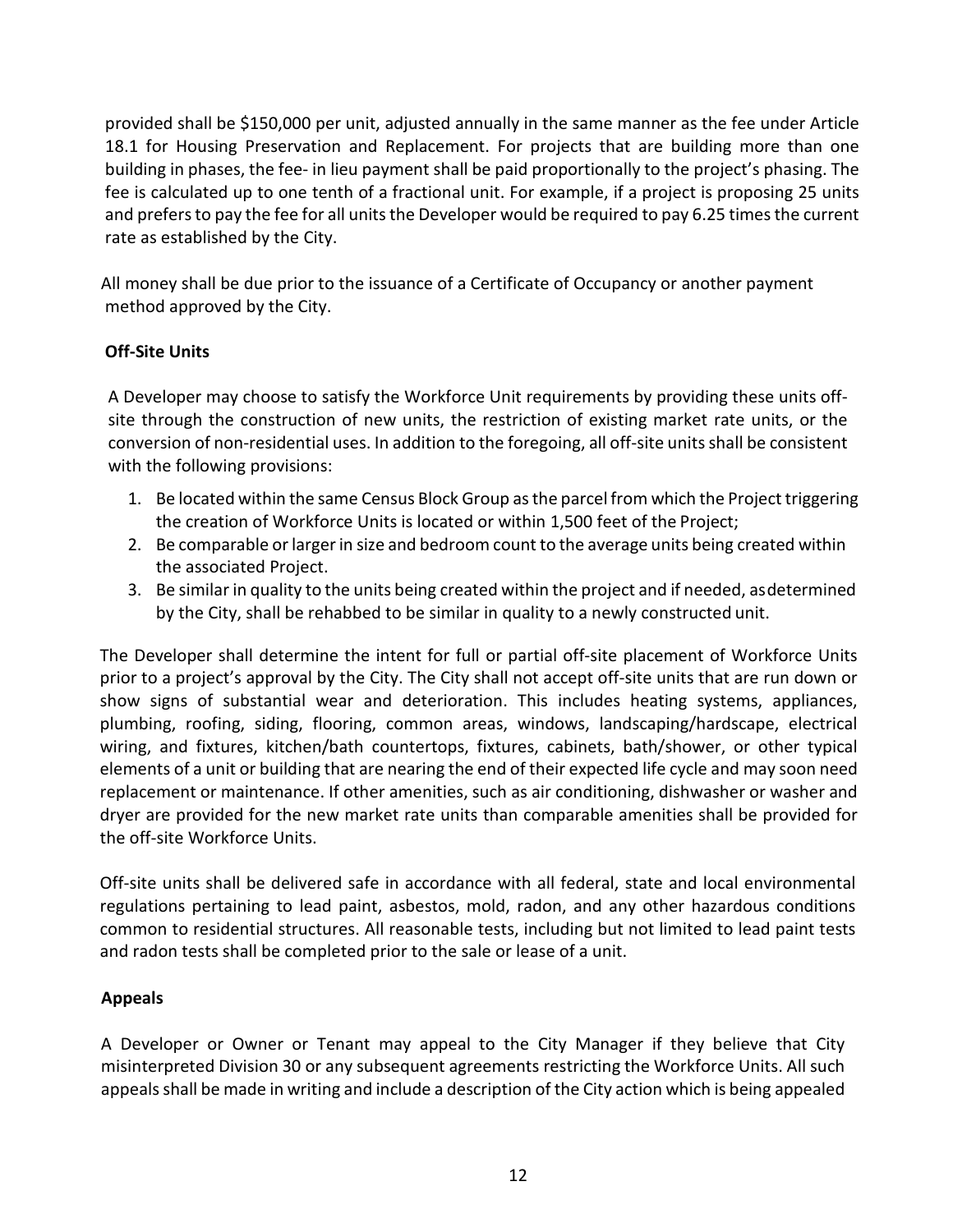provided shall be $150,000 per unit, adjusted annually in the same manner as the fee under Article 18.1 for Housing Preservation and Replacement. For projects that are building more than one building in phases, the fee- in lieu payment shall be paid proportionally to the project's phasing. The fee is calculated up to one tenth of a fractional unit. For example, if a project is proposing 25 units and prefers to pay the fee for all units the Developer would be required to pay 6.25 times the current rate as established by the City.

All money shall be due prior to the issuance of a Certificate of Occupancy or another payment method approved by the City.

**Off-Site Units**

A Developer may choose to satisfy the Workforce Unit requirements by providing these units off-site through the construction of new units, the restriction of existing market rate units, or the conversion of non-residential uses. In addition to the foregoing, all off-site units shall be consistent with the following provisions:

1. Be located within the same Census Block Group as the parcel from which the Project triggering the creation of Workforce Units is located or within 1,500 feet of the Project;
2. Be comparable or larger in size and bedroom count to the average units being created within the associated Project.
3. Be similar in quality to the units being created within the project and if needed, as determined by the City, shall be rehabbed to be similar in quality to a newly constructed unit.

The Developer shall determine the intent for full or partial off-site placement of Workforce Units prior to a project's approval by the City. The City shall not accept off-site units that are run down or show signs of substantial wear and deterioration. This includes heating systems, appliances, plumbing, roofing, siding, flooring, common areas, windows, landscaping/hardscape, electrical wiring, and fixtures, kitchen/bath countertops, fixtures, cabinets, bath/shower, or other typical elements of a unit or building that are nearing the end of their expected life cycle and may soon need replacement or maintenance. If other amenities, such as air conditioning, dishwasher or washer and dryer are provided for the new market rate units than comparable amenities shall be provided for the off-site Workforce Units.

Off-site units shall be delivered safe in accordance with all federal, state and local environmental regulations pertaining to lead paint, asbestos, mold, radon, and any other hazardous conditions common to residential structures. All reasonable tests, including but not limited to lead paint tests and radon tests shall be completed prior to the sale or lease of a unit.

**Appeals**

A Developer or Owner or Tenant may appeal to the City Manager if they believe that City misinterpreted Division 30 or any subsequent agreements restricting the Workforce Units. All such appeals shall be made in writing and include a description of the City action which is being appealed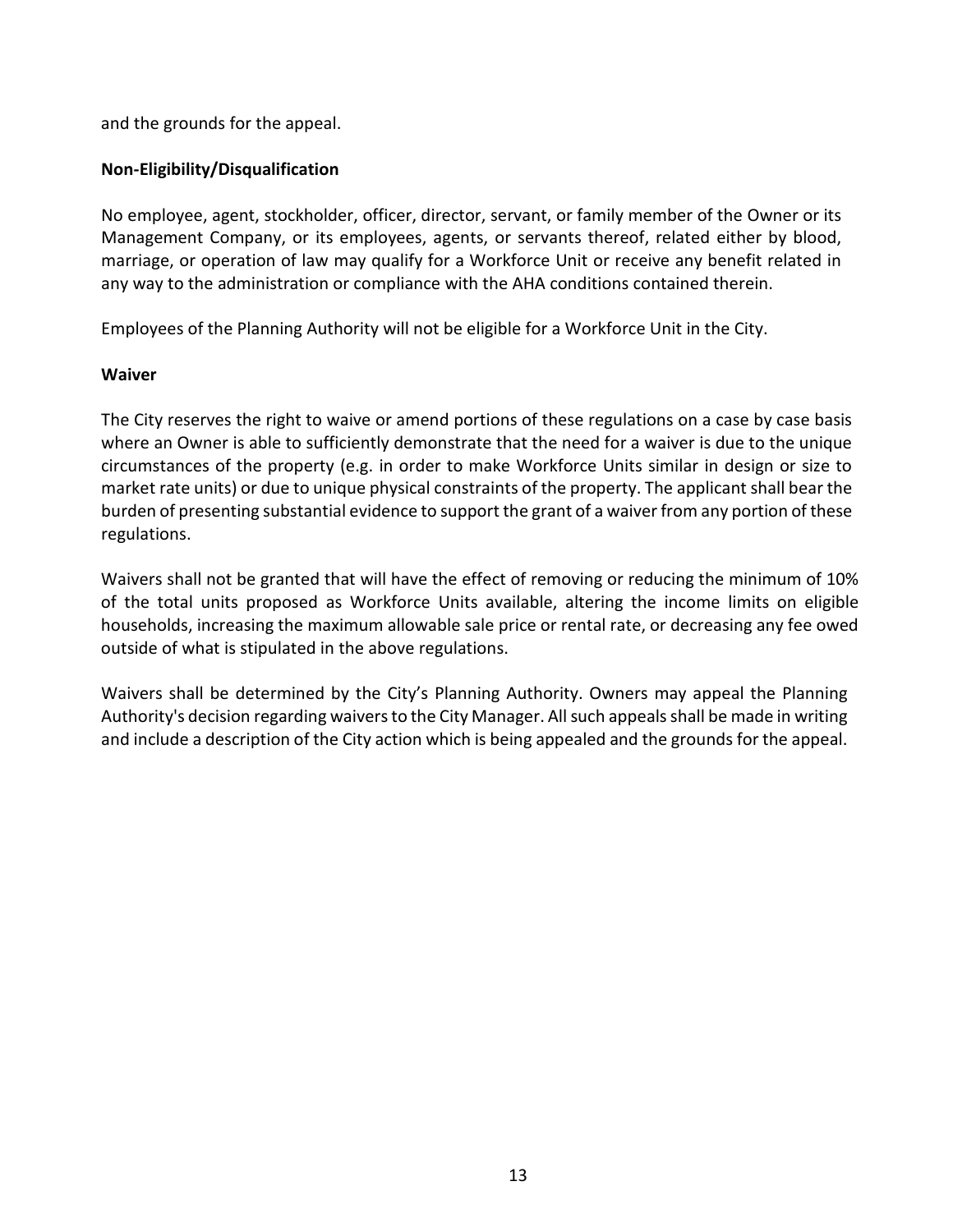and the grounds for the appeal.

**Non-Eligibility/Disqualification**

No employee, agent, stockholder, officer, director, servant, or family member of the Owner or its Management Company, or its employees, agents, or servants thereof, related either by blood, marriage, or operation of law may qualify for a Workforce Unit or receive any benefit related in any way to the administration or compliance with the AHA conditions contained therein.

Employees of the Planning Authority will not be eligible for a Workforce Unit in the City.

**Waiver**

The City reserves the right to waive or amend portions of these regulations on a case by case basis where an Owner is able to sufficiently demonstrate that the need for a waiver is due to the unique circumstances of the property (e.g. in order to make Workforce Units similar in design or size to market rate units) or due to unique physical constraints of the property. The applicant shall bear the burden of presenting substantial evidence to support the grant of a waiver from any portion of these regulations.

Waivers shall not be granted that will have the effect of removing or reducing the minimum of 10% of the total units proposed as Workforce Units available, altering the income limits on eligible households, increasing the maximum allowable sale price or rental rate, or decreasing any fee owed outside of what is stipulated in the above regulations.

Waivers shall be determined by the City's Planning Authority. Owners may appeal the Planning Authority's decision regarding waivers to the City Manager. All such appeals shall be made in writing and include a description of the City action which is being appealed and the grounds for the appeal.